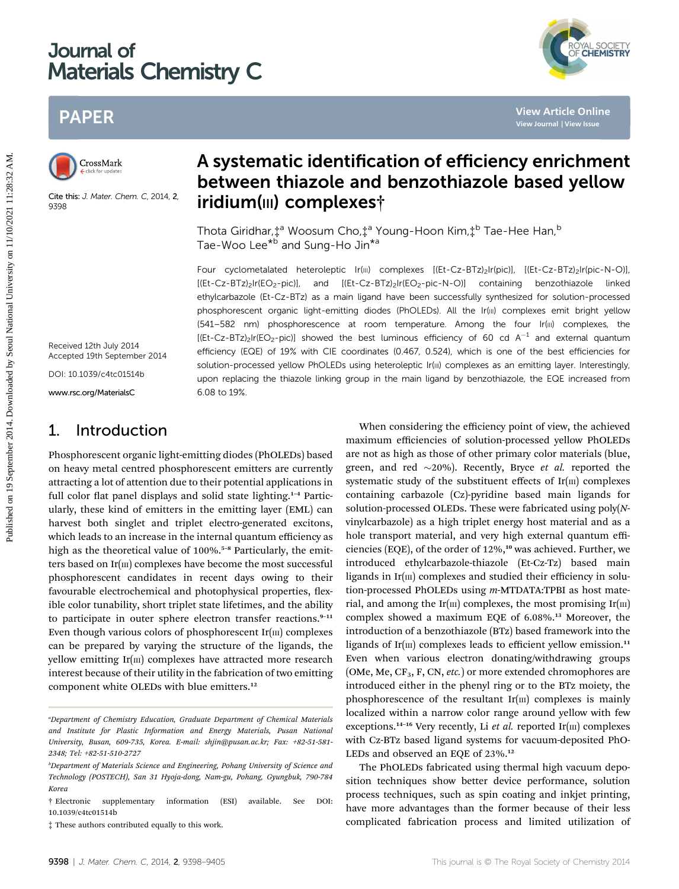# Journal of Materials Chemistry C

## PAPER

Cite this: *J. Mater. Chem. C*, 2014, 2, 9398

Received 12th July 2014
Accepted 19th September 2014

DOI: 10.1039/c4tc01514b

www.rsc.org/MaterialsC

# A systematic identification of efficiency enrichment between thiazole and benzothiazole based yellow iridium(III) complexes†

Thota Giridhar,‡[a] Woosum Cho,‡[a] Young-Hoon Kim,‡[b] Tae-Hee Han,[b] Tae-Woo Lee*[b] and Sung-Ho Jin*[a]

Four cyclometalated heteroleptic Ir(III) complexes [(Et-Cz-BTz)$_2$Ir(pic)], [(Et-Cz-BTz)$_2$Ir(pic-N-O)], [(Et-Cz-BTz)$_2$Ir(EO$_2$-pic)], and [(Et-Cz-BTz)$_2$Ir(EO$_2$-pic-N-O)] containing benzothiazole linked ethylcarbazole (Et-Cz-BTz) as a main ligand have been successfully synthesized for solution-processed phosphorescent organic light-emitting diodes (PhOLEDs). All the Ir(III) complexes emit bright yellow (541–582 nm) phosphorescence at room temperature. Among the four Ir(III) complexes, the [(Et-Cz-BTz)$_2$Ir(EO$_2$-pic)] showed the best luminous efficiency of 60 cd A$^{-1}$ and external quantum efficiency (EQE) of 19% with CIE coordinates (0.467, 0.524), which is one of the best efficiencies for solution-processed yellow PhOLEDs using heteroleptic Ir(III) complexes as an emitting layer. Interestingly, upon replacing the thiazole linking group in the main ligand by benzothiazole, the EQE increased from 6.08 to 19%.

## 1. Introduction

Phosphorescent organic light-emitting diodes (PhOLEDs) based on heavy metal centred phosphorescent emitters are currently attracting a lot of attention due to their potential applications in full color flat panel displays and solid state lighting.[1–4] Particularly, these kind of emitters in the emitting layer (EML) can harvest both singlet and triplet electro-generated excitons, which leads to an increase in the internal quantum efficiency as high as the theoretical value of 100%.[5–8] Particularly, the emitters based on Ir(III) complexes have become the most successful phosphorescent candidates in recent days owing to their favourable electrochemical and photophysical properties, flexible color tunability, short triplet state lifetimes, and the ability to participate in outer sphere electron transfer reactions.[9–11] Even though various colors of phosphorescent Ir(III) complexes can be prepared by varying the structure of the ligands, the yellow emitting Ir(III) complexes have attracted more research interest because of their utility in the fabrication of two emitting component white OLEDs with blue emitters.[12]

When considering the efficiency point of view, the achieved maximum efficiencies of solution-processed yellow PhOLEDs are not as high as those of other primary color materials (blue, green, and red ~20%). Recently, Bryce *et al.* reported the systematic study of the substituent effects of Ir(III) complexes containing carbazole (Cz)-pyridine based main ligands for solution-processed OLEDs. These were fabricated using poly(*N*-vinylcarbazole) as a high triplet energy host material and as a hole transport material, and very high external quantum efficiencies (EQE), of the order of 12%,[10] was achieved. Further, we introduced ethylcarbazole-thiazole (Et-Cz-Tz) based main ligands in Ir(III) complexes and studied their efficiency in solution-processed PhOLEDs using *m*-MTDATA:TPBI as host material, and among the Ir(III) complexes, the most promising Ir(III) complex showed a maximum EQE of 6.08%.[13] Moreover, the introduction of a benzothiazole (BTz) based framework into the ligands of Ir(III) complexes leads to efficient yellow emission.[11] Even when various electron donating/withdrawing groups (OMe, Me, CF$_3$, F, CN, *etc.*) or more extended chromophores are introduced either in the phenyl ring or to the BTz moiety, the phosphorescence of the resultant Ir(III) complexes is mainly localized within a narrow color range around yellow with few exceptions.[14–16] Very recently, Li *et al.* reported Ir(III) complexes with Cz-BTz based ligand systems for vacuum-deposited PhOLEDs and observed an EQE of 23%.[12]

The PhOLEDs fabricated using thermal high vacuum deposition techniques show better device performance, solution process techniques, such as spin coating and inkjet printing, have more advantages than the former because of their less complicated fabrication process and limited utilization of

---

[a] Department of Chemistry Education, Graduate Department of Chemical Materials and Institute for Plastic Information and Energy Materials, Pusan National University, Busan, 609-735, Korea. E-mail: shjin@pusan.ac.kr; Fax: +82-51-581-2348; Tel: +82-51-510-2727

[b] Department of Materials Science and Engineering, Pohang University of Science and Technology (POSTECH), San 31 Hyoja-dong, Nam-gu, Pohang, Gyungbuk, 790-784 Korea

† Electronic supplementary information (ESI) available. See DOI: 10.1039/c4tc01514b

‡ These authors contributed equally to this work.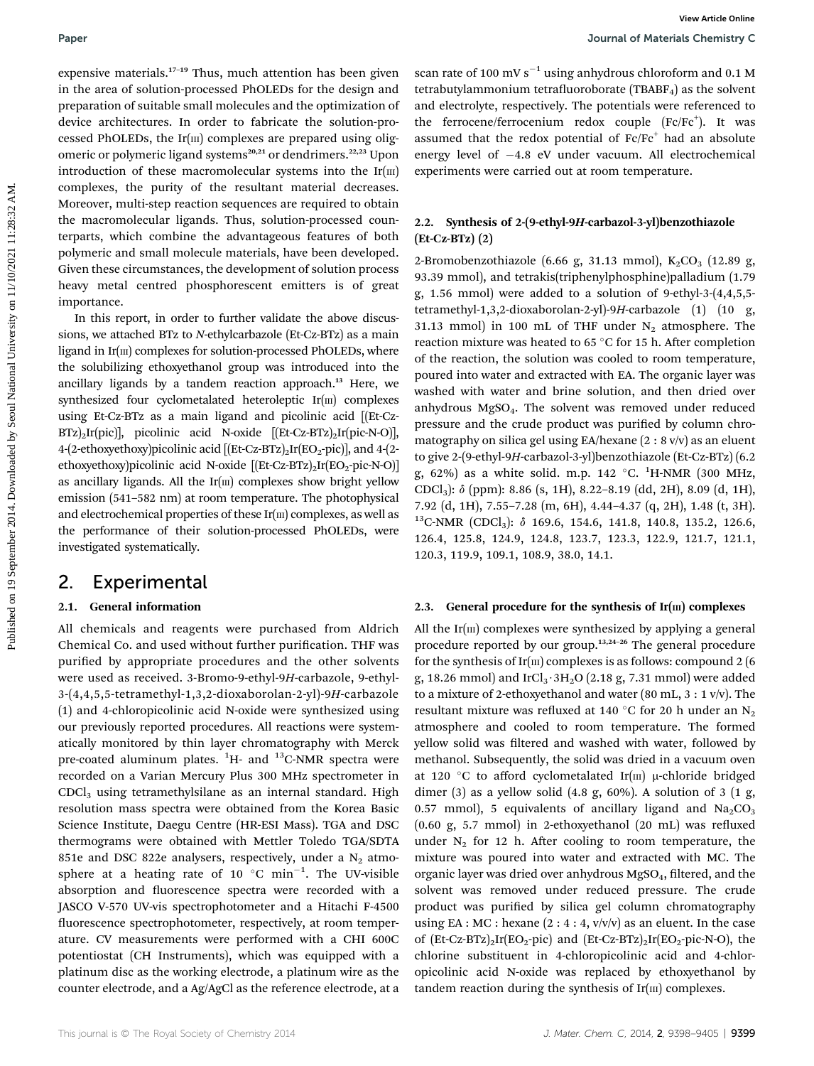expensive materials.[17–19] Thus, much attention has been given in the area of solution-processed PhOLEDs for the design and preparation of suitable small molecules and the optimization of device architectures. In order to fabricate the solution-processed PhOLEDs, the Ir(III) complexes are prepared using oligomeric or polymeric ligand systems[20,21] or dendrimers.[22,23] Upon introduction of these macromolecular systems into the Ir(III) complexes, the purity of the resultant material decreases. Moreover, multi-step reaction sequences are required to obtain the macromolecular ligands. Thus, solution-processed counterparts, which combine the advantageous features of both polymeric and small molecule materials, have been developed. Given these circumstances, the development of solution process heavy metal centred phosphorescent emitters is of great importance.

In this report, in order to further validate the above discussions, we attached BTz to *N*-ethylcarbazole (Et-Cz-BTz) as a main ligand in Ir(III) complexes for solution-processed PhOLEDs, where the solubilizing ethoxyethanol group was introduced into the ancillary ligands by a tandem reaction approach.[13] Here, we synthesized four cyclometalated heteroleptic Ir(III) complexes using Et-Cz-BTz as a main ligand and picolinic acid [(Et-Cz-BTz)$_2$Ir(pic)], picolinic acid N-oxide [(Et-Cz-BTz)$_2$Ir(pic-N-O)], 4-(2-ethoxyethoxy)picolinic acid [(Et-Cz-BTz)$_2$Ir(EO$_2$-pic)], and 4-(2-ethoxyethoxy)picolinic acid N-oxide [(Et-Cz-BTz)$_2$Ir(EO$_2$-pic-N-O)] as ancillary ligands. All the Ir(III) complexes show bright yellow emission (541–582 nm) at room temperature. The photophysical and electrochemical properties of these Ir(III) complexes, as well as the performance of their solution-processed PhOLEDs, were investigated systematically.

## 2. Experimental

### 2.1. General information

All chemicals and reagents were purchased from Aldrich Chemical Co. and used without further purification. THF was purified by appropriate procedures and the other solvents were used as received. 3-Bromo-9-ethyl-9*H*-carbazole, 9-ethyl-3-(4,4,5,5-tetramethyl-1,3,2-dioxaborolan-2-yl)-9*H*-carbazole (1) and 4-chloropicolinic acid N-oxide were synthesized using our previously reported procedures. All reactions were systematically monitored by thin layer chromatography with Merck pre-coated aluminum plates. $^1$H- and $^{13}$C-NMR spectra were recorded on a Varian Mercury Plus 300 MHz spectrometer in $CDCl_3$ using tetramethylsilane as an internal standard. High resolution mass spectra were obtained from the Korea Basic Science Institute, Daegu Centre (HR-ESI Mass). TGA and DSC thermograms were obtained with Mettler Toledo TGA/SDTA 851e and DSC 822e analysers, respectively, under a $N_2$ atmosphere at a heating rate of 10 °C min$^{-1}$. The UV-visible absorption and fluorescence spectra were recorded with a JASCO V-570 UV-vis spectrophotometer and a Hitachi F-4500 fluorescence spectrophotometer, respectively, at room temperature. CV measurements were performed with a CHI 600C potentiostat (CH Instruments), which was equipped with a platinum disc as the working electrode, a platinum wire as the counter electrode, and a Ag/AgCl as the reference electrode, at a scan rate of 100 mV s$^{-1}$ using anhydrous chloroform and 0.1 M tetrabutylammonium tetrafluoroborate ($TBABF_4$) as the solvent and electrolyte, respectively. The potentials were referenced to the ferrocene/ferrocenium redox couple ($Fc/Fc^+$). It was assumed that the redox potential of $Fc/Fc^+$ had an absolute energy level of −4.8 eV under vacuum. All electrochemical experiments were carried out at room temperature.

### 2.2. Synthesis of 2-(9-ethyl-9*H*-carbazol-3-yl)benzothiazole (Et-Cz-BTz) (2)

2-Bromobenzothiazole (6.66 g, 31.13 mmol), $K_2CO_3$ (12.89 g, 93.39 mmol), and tetrakis(triphenylphosphine)palladium (1.79 g, 1.56 mmol) were added to a solution of 9-ethyl-3-(4,4,5,5-tetramethyl-1,3,2-dioxaborolan-2-yl)-9*H*-carbazole (1) (10 g, 31.13 mmol) in 100 mL of THF under $N_2$ atmosphere. The reaction mixture was heated to 65 °C for 15 h. After completion of the reaction, the solution was cooled to room temperature, poured into water and extracted with EA. The organic layer was washed with water and brine solution, and then dried over anhydrous $MgSO_4$. The solvent was removed under reduced pressure and the crude product was purified by column chromatography on silica gel using EA/hexane (2 : 8 v/v) as an eluent to give 2-(9-ethyl-9*H*-carbazol-3-yl)benzothiazole (Et-Cz-BTz) (6.2 g, 62%) as a white solid. m.p. 142 °C. $^1$H-NMR (300 MHz, $CDCl_3$): $\delta$ (ppm): 8.86 (s, 1H), 8.22–8.19 (dd, 2H), 8.09 (d, 1H), 7.92 (d, 1H), 7.55–7.28 (m, 6H), 4.44–4.37 (q, 2H), 1.48 (t, 3H). $^{13}$C-NMR ($CDCl_3$): $\delta$ 169.6, 154.6, 141.8, 140.8, 135.2, 126.6, 126.4, 125.8, 124.9, 124.8, 123.7, 123.3, 122.9, 121.7, 121.1, 120.3, 119.9, 109.1, 108.9, 38.0, 14.1.

### 2.3. General procedure for the synthesis of Ir(III) complexes

All the Ir(III) complexes were synthesized by applying a general procedure reported by our group.[13,24–26] The general procedure for the synthesis of Ir(III) complexes is as follows: compound 2 (6 g, 18.26 mmol) and $IrCl_3 \cdot 3H_2O$ (2.18 g, 7.31 mmol) were added to a mixture of 2-ethoxyethanol and water (80 mL, 3 : 1 v/v). The resultant mixture was refluxed at 140 °C for 20 h under an $N_2$ atmosphere and cooled to room temperature. The formed yellow solid was filtered and washed with water, followed by methanol. Subsequently, the solid was dried in a vacuum oven at 120 °C to afford cyclometalated Ir(III) μ-chloride bridged dimer (3) as a yellow solid (4.8 g, 60%). A solution of 3 (1 g, 0.57 mmol), 5 equivalents of ancillary ligand and $Na_2CO_3$ (0.60 g, 5.7 mmol) in 2-ethoxyethanol (20 mL) was refluxed under $N_2$ for 12 h. After cooling to room temperature, the mixture was poured into water and extracted with MC. The organic layer was dried over anhydrous $MgSO_4$, filtered, and the solvent was removed under reduced pressure. The crude product was purified by silica gel column chromatography using EA : MC : hexane (2 : 4 : 4, v/v/v) as an eluent. In the case of (Et-Cz-BTz)$_2$Ir(EO$_2$-pic) and (Et-Cz-BTz)$_2$Ir(EO$_2$-pic-N-O), the chlorine substituent in 4-chloropicolinic acid and 4-chloropicolinic acid N-oxide was replaced by ethoxyethanol by tandem reaction during the synthesis of Ir(III) complexes.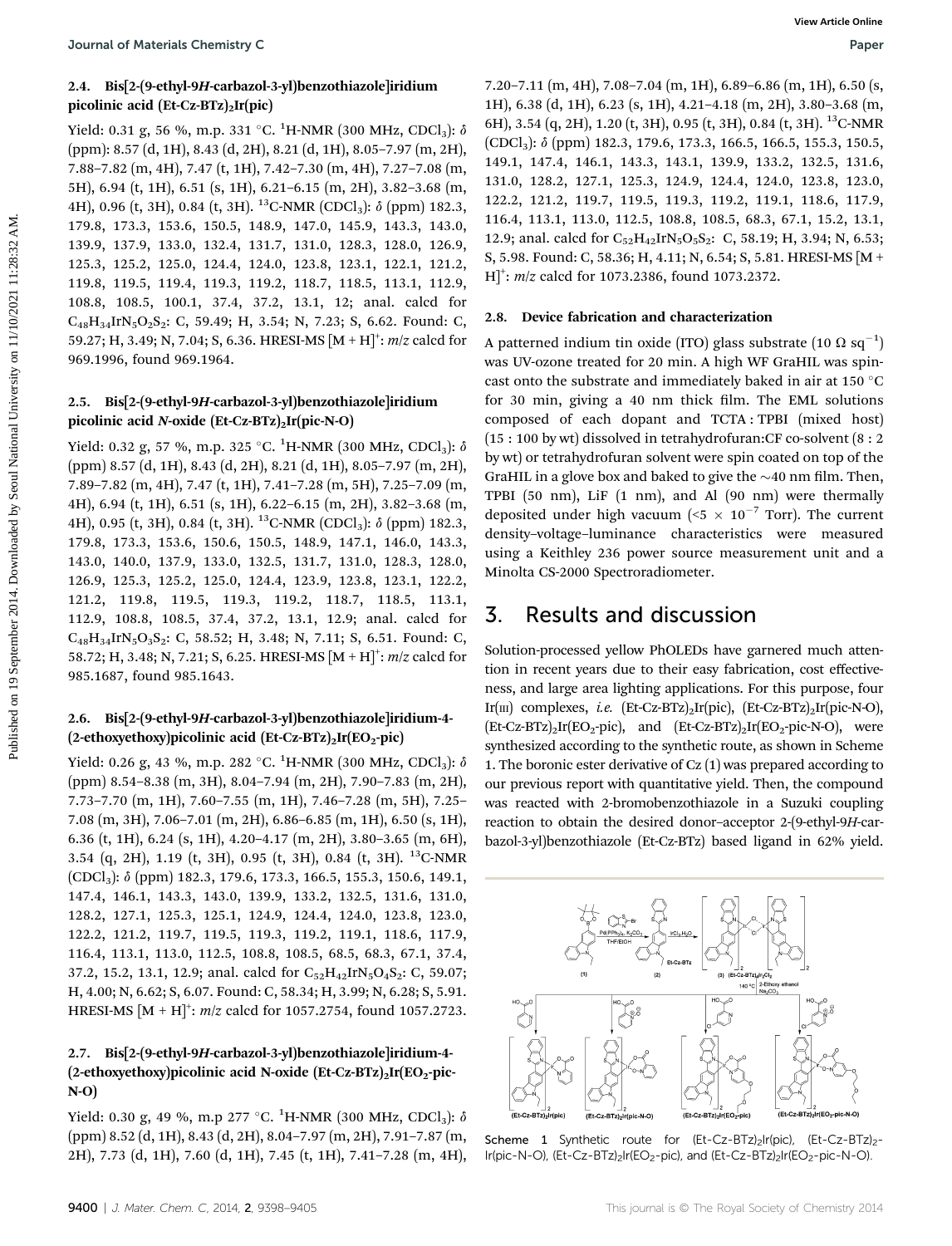### 2.4. Bis[2-(9-ethyl-9*H*-carbazol-3-yl)benzothiazole]iridium picolinic acid (Et-Cz-BTz)$_2$Ir(pic)

Yield: 0.31 g, 56 %, m.p. 331 °C. $^1$H-NMR (300 MHz, CDCl$_3$): $\delta$ (ppm): 8.57 (d, 1H), 8.43 (d, 2H), 8.21 (d, 1H), 8.05–7.97 (m, 2H), 7.88–7.82 (m, 4H), 7.47 (t, 1H), 7.42–7.30 (m, 4H), 7.27–7.08 (m, 5H), 6.94 (t, 1H), 6.51 (s, 1H), 6.21–6.15 (m, 2H), 3.82–3.68 (m, 4H), 0.96 (t, 3H), 0.84 (t, 3H). $^{13}$C-NMR (CDCl$_3$): $\delta$ (ppm) 182.3, 179.8, 173.3, 153.6, 150.5, 148.9, 147.0, 145.9, 143.3, 143.0, 139.9, 137.9, 133.0, 132.4, 131.7, 131.0, 128.3, 128.0, 126.9, 125.3, 125.2, 125.0, 124.4, 124.0, 123.8, 123.1, 122.1, 121.2, 119.8, 119.5, 119.4, 119.3, 119.2, 118.7, 118.5, 113.1, 112.9, 108.8, 108.5, 100.1, 37.4, 37.2, 13.1, 12; anal. calcd for $C_{48}H_{34}IrN_5O_2S_2$: C, 59.49; H, 3.54; N, 7.23; S, 6.62. Found: C, 59.27; H, 3.49; N, 7.04; S, 6.36. HRESI-MS [M + H]$^+$: *m/z* calcd for 969.1996, found 969.1964.

### 2.5. Bis[2-(9-ethyl-9*H*-carbazol-3-yl)benzothiazole]iridium picolinic acid *N*-oxide (Et-Cz-BTz)$_2$Ir(pic-N-O)

Yield: 0.32 g, 57 %, m.p. 325 °C. $^1$H-NMR (300 MHz, CDCl$_3$): $\delta$ (ppm) 8.57 (d, 1H), 8.43 (d, 2H), 8.21 (d, 1H), 8.05–7.97 (m, 2H), 7.89–7.82 (m, 4H), 7.47 (t, 1H), 7.41–7.28 (m, 5H), 7.25–7.09 (m, 4H), 6.94 (t, 1H), 6.51 (s, 1H), 6.22–6.15 (m, 2H), 3.82–3.68 (m, 4H), 0.95 (t, 3H), 0.84 (t, 3H). $^{13}$C-NMR (CDCl$_3$): $\delta$ (ppm) 182.3, 179.8, 173.3, 153.6, 150.6, 150.5, 148.9, 147.1, 146.0, 143.3, 143.0, 140.0, 137.9, 133.0, 132.5, 131.7, 131.0, 128.3, 128.0, 126.9, 125.3, 125.2, 125.0, 124.4, 123.9, 123.8, 123.1, 122.2, 121.2, 119.8, 119.5, 119.3, 119.2, 118.7, 118.5, 113.1, 112.9, 108.8, 108.5, 37.4, 37.2, 13.1, 12.9; anal. calcd for $C_{48}H_{34}IrN_5O_3S_2$: C, 58.52; H, 3.48; N, 7.11; S, 6.51. Found: C, 58.72; H, 3.48; N, 7.21; S, 6.25. HRESI-MS [M + H]$^+$: *m/z* calcd for 985.1687, found 985.1643.

### 2.6. Bis[2-(9-ethyl-9*H*-carbazol-3-yl)benzothiazole]iridium-4-(2-ethoxyethoxy)picolinic acid (Et-Cz-BTz)$_2$Ir(EO$_2$-pic)

Yield: 0.26 g, 43 %, m.p. 282 °C. $^1$H-NMR (300 MHz, CDCl$_3$): $\delta$ (ppm) 8.54–8.38 (m, 3H), 8.04–7.94 (m, 2H), 7.90–7.83 (m, 2H), 7.73–7.70 (m, 1H), 7.60–7.55 (m, 1H), 7.46–7.28 (m, 5H), 7.25–7.08 (m, 3H), 7.06–7.01 (m, 2H), 6.86–6.85 (m, 1H), 6.50 (s, 1H), 6.36 (t, 1H), 6.24 (s, 1H), 4.20–4.17 (m, 2H), 3.80–3.65 (m, 6H), 3.54 (q, 2H), 1.19 (t, 3H), 0.95 (t, 3H), 0.84 (t, 3H). $^{13}$C-NMR (CDCl$_3$): $\delta$ (ppm) 182.3, 179.6, 173.3, 166.5, 155.3, 150.6, 149.1, 147.4, 146.1, 143.3, 143.0, 139.9, 133.2, 132.5, 131.6, 131.0, 128.2, 127.1, 125.3, 125.1, 124.9, 124.4, 124.0, 123.8, 123.0, 122.2, 121.2, 119.7, 119.5, 119.3, 119.2, 119.1, 118.6, 117.9, 116.4, 113.1, 113.0, 112.5, 108.8, 108.5, 68.5, 68.3, 67.1, 37.4, 37.2, 15.2, 13.1, 12.9; anal. calcd for $C_{52}H_{42}IrN_5O_4S_2$: C, 59.07; H, 4.00; N, 6.62; S, 6.07. Found: C, 58.34; H, 3.99; N, 6.28; S, 5.91. HRESI-MS [M + H]$^+$: *m/z* calcd for 1057.2754, found 1057.2723.

### 2.7. Bis[2-(9-ethyl-9*H*-carbazol-3-yl)benzothiazole]iridium-4-(2-ethoxyethoxy)picolinic acid N-oxide (Et-Cz-BTz)$_2$Ir(EO$_2$-pic-N-O)

Yield: 0.30 g, 49 %, m.p 277 °C. $^1$H-NMR (300 MHz, CDCl$_3$): $\delta$ (ppm) 8.52 (d, 1H), 8.43 (d, 2H), 8.04–7.97 (m, 2H), 7.91–7.87 (m, 2H), 7.73 (d, 1H), 7.60 (d, 1H), 7.45 (t, 1H), 7.41–7.28 (m, 4H), 7.20–7.11 (m, 4H), 7.08–7.04 (m, 1H), 6.89–6.86 (m, 1H), 6.50 (s, 1H), 6.38 (d, 1H), 6.23 (s, 1H), 4.21–4.18 (m, 2H), 3.80–3.68 (m, 6H), 3.54 (q, 2H), 1.20 (t, 3H), 0.95 (t, 3H), 0.84 (t, 3H). $^{13}$C-NMR (CDCl$_3$): $\delta$ (ppm) 182.3, 179.6, 173.3, 166.5, 166.5, 155.3, 150.5, 149.1, 147.4, 146.1, 143.3, 143.1, 139.9, 133.2, 132.5, 131.6, 131.0, 128.2, 127.1, 125.3, 124.9, 124.4, 124.0, 123.8, 123.0, 122.2, 121.2, 119.7, 119.5, 119.3, 119.2, 119.1, 118.6, 117.9, 116.4, 113.1, 113.0, 112.5, 108.8, 108.5, 68.3, 67.1, 15.2, 13.1, 12.9; anal. calcd for $C_{52}H_{42}IrN_5O_5S_2$: C, 58.19; H, 3.94; N, 6.53; S, 5.98. Found: C, 58.36; H, 4.11; N, 6.54; S, 5.81. HRESI-MS [M + H]$^+$: *m/z* calcd for 1073.2386, found 1073.2372.

### 2.8. Device fabrication and characterization

A patterned indium tin oxide (ITO) glass substrate (10 Ω sq$^{-1}$) was UV-ozone treated for 20 min. A high WF GraHIL was spin-cast onto the substrate and immediately baked in air at 150 °C for 30 min, giving a 40 nm thick film. The EML solutions composed of each dopant and TCTA : TPBI (mixed host) (15 : 100 by wt) dissolved in tetrahydrofuran:CF co-solvent (8 : 2 by wt) or tetrahydrofuran solvent were spin coated on top of the GraHIL in a glove box and baked to give the ~40 nm film. Then, TPBI (50 nm), LiF (1 nm), and Al (90 nm) were thermally deposited under high vacuum (<5 × 10$^{-7}$ Torr). The current density–voltage–luminance characteristics were measured using a Keithley 236 power source measurement unit and a Minolta CS-2000 Spectroradiometer.

## 3. Results and discussion

Solution-processed yellow PhOLEDs have garnered much attention in recent years due to their easy fabrication, cost effectiveness, and large area lighting applications. For this purpose, four Ir(III) complexes, *i.e.* (Et-Cz-BTz)$_2$Ir(pic), (Et-Cz-BTz)$_2$Ir(pic-N-O), (Et-Cz-BTz)$_2$Ir(EO$_2$-pic), and (Et-Cz-BTz)$_2$Ir(EO$_2$-pic-N-O), were synthesized according to the synthetic route, as shown in Scheme 1. The boronic ester derivative of Cz (1) was prepared according to our previous report with quantitative yield. Then, the compound was reacted with 2-bromobenzothiazole in a Suzuki coupling reaction to obtain the desired donor–acceptor 2-(9-ethyl-9*H*-carbazol-3-yl)benzothiazole (Et-Cz-BTz) based ligand in 62% yield.

Scheme 1 Synthetic route for (Et-Cz-BTz)$_2$Ir(pic), (Et-Cz-BTz)$_2$Ir(pic-N-O), (Et-Cz-BTz)$_2$Ir(EO$_2$-pic), and (Et-Cz-BTz)$_2$Ir(EO$_2$-pic-N-O).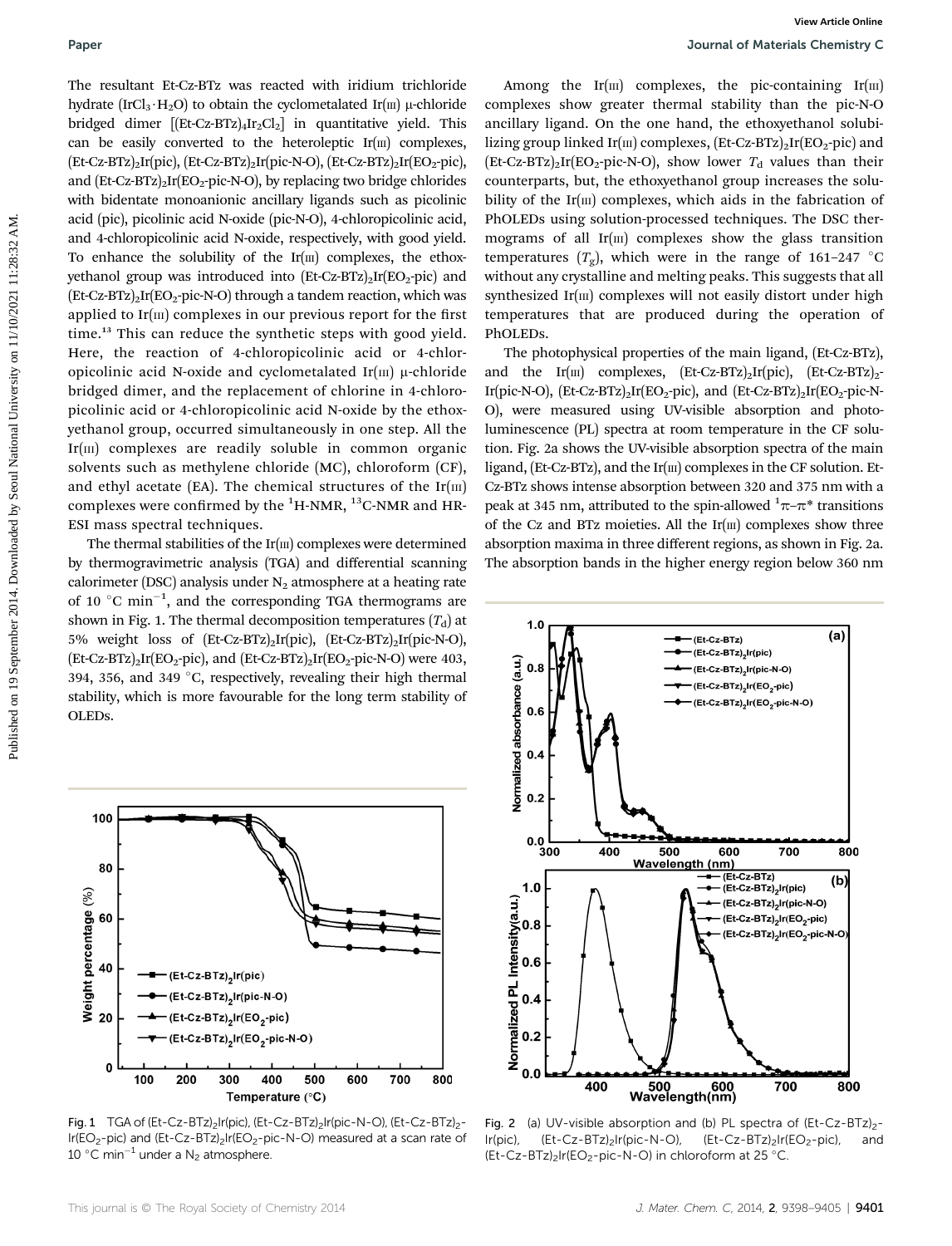The resultant Et-Cz-BTz was reacted with iridium trichloride hydrate ($IrCl_3 \cdot H_2O$) to obtain the cyclometalated Ir(III) μ-chloride bridged dimer [$(Et\text{-}Cz\text{-}BTz)_4Ir_2Cl_2$] in quantitative yield. This can be easily converted to the heteroleptic Ir(III) complexes, $(Et\text{-}Cz\text{-}BTz)_2Ir(pic)$, $(Et\text{-}Cz\text{-}BTz)_2Ir(pic\text{-}N\text{-}O)$, $(Et\text{-}Cz\text{-}BTz)_2Ir(EO_2\text{-}pic)$, and $(Et\text{-}Cz\text{-}BTz)_2Ir(EO_2\text{-}pic\text{-}N\text{-}O)$, by replacing two bridge chlorides with bidentate monoanionic ancillary ligands such as picolinic acid (pic), picolinic acid N-oxide (pic-N-O), 4-chloropicolinic acid, and 4-chloropicolinic acid N-oxide, respectively, with good yield. To enhance the solubility of the Ir(III) complexes, the ethoxyethanol group was introduced into $(Et\text{-}Cz\text{-}BTz)_2Ir(EO_2\text{-}pic)$ and $(Et\text{-}Cz\text{-}BTz)_2Ir(EO_2\text{-}pic\text{-}N\text{-}O)$ through a tandem reaction, which was applied to Ir(III) complexes in our previous report for the first time.[13] This can reduce the synthetic steps with good yield. Here, the reaction of 4-chloropicolinic acid or 4-chloropicolinic acid N-oxide and cyclometalated Ir(III) μ-chloride bridged dimer, and the replacement of chlorine in 4-chloropicolinic acid or 4-chloropicolinic acid N-oxide by the ethoxyethanol group, occurred simultaneously in one step. All the Ir(III) complexes are readily soluble in common organic solvents such as methylene chloride (MC), chloroform (CF), and ethyl acetate (EA). The chemical structures of the Ir(III) complexes were confirmed by the $^1H$-NMR, $^{13}C$-NMR and HR-ESI mass spectral techniques.

The thermal stabilities of the Ir(III) complexes were determined by thermogravimetric analysis (TGA) and differential scanning calorimeter (DSC) analysis under $N_2$ atmosphere at a heating rate of 10 °C $min^{-1}$, and the corresponding TGA thermograms are shown in Fig. 1. The thermal decomposition temperatures ($T_d$) at 5% weight loss of $(Et\text{-}Cz\text{-}BTz)_2Ir(pic)$, $(Et\text{-}Cz\text{-}BTz)_2Ir(pic\text{-}N\text{-}O)$, $(Et\text{-}Cz\text{-}BTz)_2Ir(EO_2\text{-}pic)$, and $(Et\text{-}Cz\text{-}BTz)_2Ir(EO_2\text{-}pic\text{-}N\text{-}O)$ were 403, 394, 356, and 349 °C, respectively, revealing their high thermal stability, which is more favourable for the long term stability of OLEDs.

Fig. 1 TGA of $(Et\text{-}Cz\text{-}BTz)_2Ir(pic)$, $(Et\text{-}Cz\text{-}BTz)_2Ir(pic\text{-}N\text{-}O)$, $(Et\text{-}Cz\text{-}BTz)_2Ir(EO_2\text{-}pic)$ and $(Et\text{-}Cz\text{-}BTz)_2Ir(EO_2\text{-}pic\text{-}N\text{-}O)$ measured at a scan rate of 10 °C $min^{-1}$ under a $N_2$ atmosphere.

Among the Ir(III) complexes, the pic-containing Ir(III) complexes show greater thermal stability than the pic-N-O ancillary ligand. On the one hand, the ethoxyethanol solubilizing group linked Ir(III) complexes, $(Et\text{-}Cz\text{-}BTz)_2Ir(EO_2\text{-}pic)$ and $(Et\text{-}Cz\text{-}BTz)_2Ir(EO_2\text{-}pic\text{-}N\text{-}O)$, show lower $T_d$ values than their counterparts, but, the ethoxyethanol group increases the solubility of the Ir(III) complexes, which aids in the fabrication of PhOLEDs using solution-processed techniques. The DSC thermograms of all Ir(III) complexes show the glass transition temperatures ($T_g$), which were in the range of 161–247 °C without any crystalline and melting peaks. This suggests that all synthesized Ir(III) complexes will not easily distort under high temperatures that are produced during the operation of PhOLEDs.

The photophysical properties of the main ligand, (Et-Cz-BTz), and the Ir(III) complexes, $(Et\text{-}Cz\text{-}BTz)_2Ir(pic)$, $(Et\text{-}Cz\text{-}BTz)_2Ir(pic\text{-}N\text{-}O)$, $(Et\text{-}Cz\text{-}BTz)_2Ir(EO_2\text{-}pic)$, and $(Et\text{-}Cz\text{-}BTz)_2Ir(EO_2\text{-}pic\text{-}N\text{-}O)$, were measured using UV-visible absorption and photoluminescence (PL) spectra at room temperature in the CF solution. Fig. 2a shows the UV-visible absorption spectra of the main ligand, (Et-Cz-BTz), and the Ir(III) complexes in the CF solution. Et-Cz-BTz shows intense absorption between 320 and 375 nm with a peak at 345 nm, attributed to the spin-allowed $^1\pi$–$\pi^*$ transitions of the Cz and BTz moieties. All the Ir(III) complexes show three absorption maxima in three different regions, as shown in Fig. 2a. The absorption bands in the higher energy region below 360 nm

Fig. 2 (a) UV-visible absorption and (b) PL spectra of $(Et\text{-}Cz\text{-}BTz)_2Ir(pic)$, $(Et\text{-}Cz\text{-}BTz)_2Ir(pic\text{-}N\text{-}O)$, $(Et\text{-}Cz\text{-}BTz)_2Ir(EO_2\text{-}pic)$, and $(Et\text{-}Cz\text{-}BTz)_2Ir(EO_2\text{-}pic\text{-}N\text{-}O)$ in chloroform at 25 °C.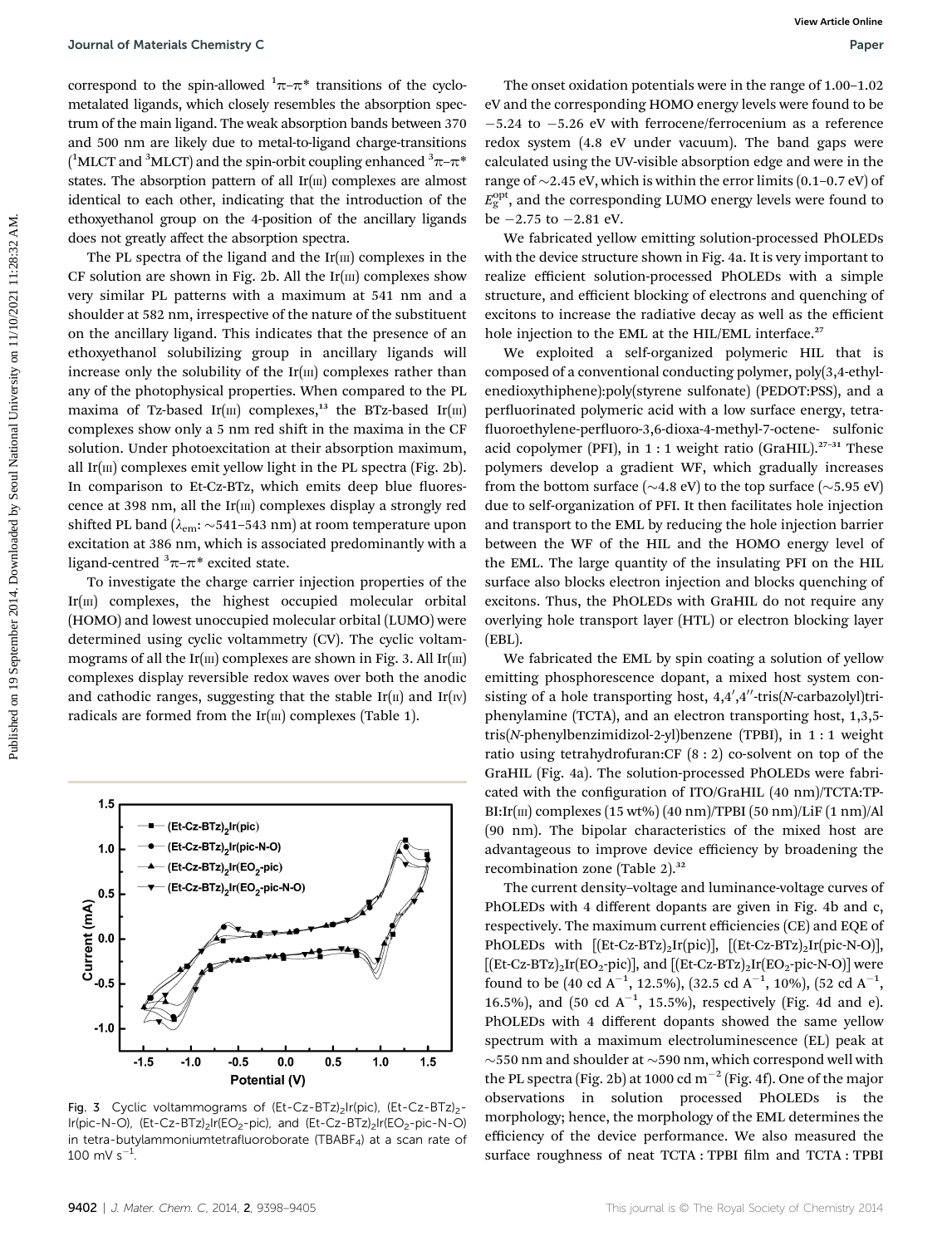correspond to the spin-allowed $^1\pi$–$\pi^*$ transitions of the cyclometalated ligands, which closely resembles the absorption spectrum of the main ligand. The weak absorption bands between 370 and 500 nm are likely due to metal-to-ligand charge-transitions ($^1$MLCT and $^3$MLCT) and the spin-orbit coupling enhanced $^3\pi$–$\pi^*$ states. The absorption pattern of all Ir(III) complexes are almost identical to each other, indicating that the introduction of the ethoxyethanol group on the 4-position of the ancillary ligands does not greatly affect the absorption spectra.

The PL spectra of the ligand and the Ir(III) complexes in the CF solution are shown in Fig. 2b. All the Ir(III) complexes show very similar PL patterns with a maximum at 541 nm and a shoulder at 582 nm, irrespective of the nature of the substituent on the ancillary ligand. This indicates that the presence of an ethoxyethanol solubilizing group in ancillary ligands will increase only the solubility of the Ir(III) complexes rather than any of the photophysical properties. When compared to the PL maxima of Tz-based Ir(III) complexes,[13] the BTz-based Ir(III) complexes show only a 5 nm red shift in the maxima in the CF solution. Under photoexcitation at their absorption maximum, all Ir(III) complexes emit yellow light in the PL spectra (Fig. 2b). In comparison to Et-Cz-BTz, which emits deep blue fluorescence at 398 nm, all the Ir(III) complexes display a strongly red shifted PL band ($\lambda_{em}$: ~541–543 nm) at room temperature upon excitation at 386 nm, which is associated predominantly with a ligand-centred $^3\pi$–$\pi^*$ excited state.

To investigate the charge carrier injection properties of the Ir(III) complexes, the highest occupied molecular orbital (HOMO) and lowest unoccupied molecular orbital (LUMO) were determined using cyclic voltammetry (CV). The cyclic voltammograms of all the Ir(III) complexes are shown in Fig. 3. All Ir(III) complexes display reversible redox waves over both the anodic and cathodic ranges, suggesting that the stable Ir(II) and Ir(IV) radicals are formed from the Ir(III) complexes (Table 1).

Fig. 3 Cyclic voltammograms of (Et-Cz-BTz)$_2$Ir(pic), (Et-Cz-BTz)$_2$-Ir(pic-N-O), (Et-Cz-BTz)$_2$Ir(EO$_2$-pic), and (Et-Cz-BTz)$_2$Ir(EO$_2$-pic-N-O) in tetra-butylammoniumtetrafluoroborate (TBABF$_4$) at a scan rate of 100 mV s$^{-1}$.

The onset oxidation potentials were in the range of 1.00–1.02 eV and the corresponding HOMO energy levels were found to be −5.24 to −5.26 eV with ferrocene/ferrocenium as a reference redox system (4.8 eV under vacuum). The band gaps were calculated using the UV-visible absorption edge and were in the range of ~2.45 eV, which is within the error limits (0.1–0.7 eV) of $E_g^{opt}$, and the corresponding LUMO energy levels were found to be −2.75 to −2.81 eV.

We fabricated yellow emitting solution-processed PhOLEDs with the device structure shown in Fig. 4a. It is very important to realize efficient solution-processed PhOLEDs with a simple structure, and efficient blocking of electrons and quenching of excitons to increase the radiative decay as well as the efficient hole injection to the EML at the HIL/EML interface.[27]

We exploited a self-organized polymeric HIL that is composed of a conventional conducting polymer, poly(3,4-ethylenedioxythiphene):poly(styrene sulfonate) (PEDOT:PSS), and a perfluorinated polymeric acid with a low surface energy, tetrafluoroethylene-perfluoro-3,6-dioxa-4-methyl-7-octene- sulfonic acid copolymer (PFI), in 1 : 1 weight ratio (GraHIL).[27–31] These polymers develop a gradient WF, which gradually increases from the bottom surface (~4.8 eV) to the top surface (~5.95 eV) due to self-organization of PFI. It then facilitates hole injection and transport to the EML by reducing the hole injection barrier between the WF of the HIL and the HOMO energy level of the EML. The large quantity of the insulating PFI on the HIL surface also blocks electron injection and blocks quenching of excitons. Thus, the PhOLEDs with GraHIL do not require any overlying hole transport layer (HTL) or electron blocking layer (EBL).

We fabricated the EML by spin coating a solution of yellow emitting phosphorescence dopant, a mixed host system consisting of a hole transporting host, 4,4′,4′′-tris(*N*-carbazolyl)triphenylamine (TCTA), and an electron transporting host, 1,3,5-tris(*N*-phenylbenzimidizol-2-yl)benzene (TPBI), in 1 : 1 weight ratio using tetrahydrofuran:CF (8 : 2) co-solvent on top of the GraHIL (Fig. 4a). The solution-processed PhOLEDs were fabricated with the configuration of ITO/GraHIL (40 nm)/TCTA:TPBI:Ir(III) complexes (15 wt%) (40 nm)/TPBI (50 nm)/LiF (1 nm)/Al (90 nm). The bipolar characteristics of the mixed host are advantageous to improve device efficiency by broadening the recombination zone (Table 2).[32]

The current density–voltage and luminance-voltage curves of PhOLEDs with 4 different dopants are given in Fig. 4b and c, respectively. The maximum current efficiencies (CE) and EQE of PhOLEDs with [(Et-Cz-BTz)$_2$Ir(pic)], [(Et-Cz-BTz)$_2$Ir(pic-N-O)], [(Et-Cz-BTz)$_2$Ir(EO$_2$-pic)], and [(Et-Cz-BTz)$_2$Ir(EO$_2$-pic-N-O)] were found to be (40 cd A$^{-1}$, 12.5%), (32.5 cd A$^{-1}$, 10%), (52 cd A$^{-1}$, 16.5%), and (50 cd A$^{-1}$, 15.5%), respectively (Fig. 4d and e). PhOLEDs with 4 different dopants showed the same yellow spectrum with a maximum electroluminescence (EL) peak at ~550 nm and shoulder at ~590 nm, which correspond well with the PL spectra (Fig. 2b) at 1000 cd m$^{-2}$ (Fig. 4f). One of the major observations in solution processed PhOLEDs is the morphology; hence, the morphology of the EML determines the efficiency of the device performance. We also measured the surface roughness of neat TCTA : TPBI film and TCTA : TPBI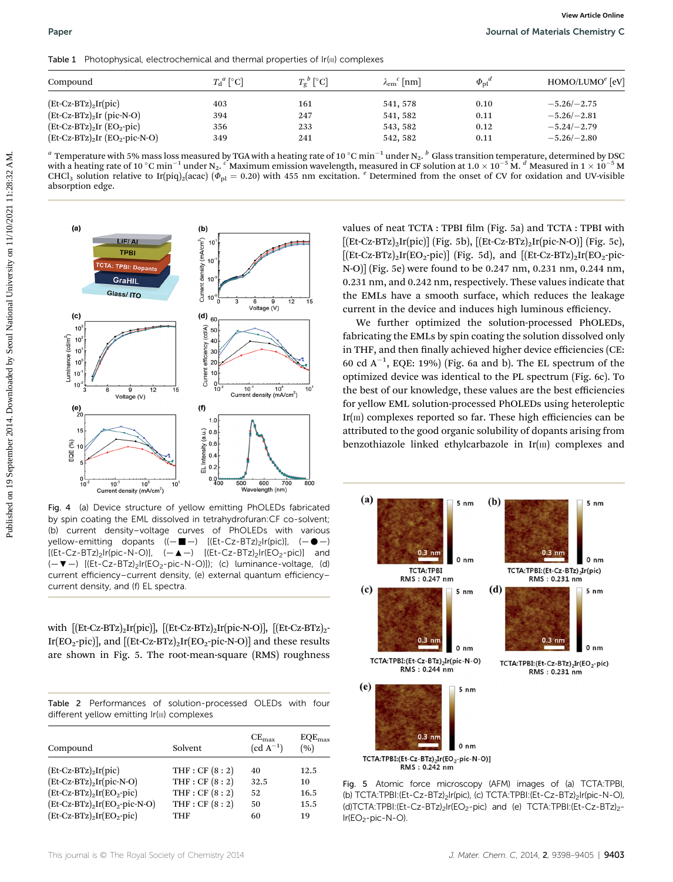Table 1 Photophysical, electrochemical and thermal properties of Ir(III) complexes

| Compound | $T_d$[a] [°C] | $T_g$[b] [°C] | $\lambda_{em}$[c] [nm] | $\Phi_{pl}$[d] | HOMO/LUMO[e] [eV] |
|---|---|---|---|---|---|
| $(Et\text{-}Cz\text{-}BTz)_2Ir(pic)$ | 403 | 161 | 541, 578 | 0.10 | −5.26/−2.75 |
| $(Et\text{-}Cz\text{-}BTz)_2Ir$ (pic-N-O) | 394 | 247 | 541, 582 | 0.11 | −5.26/−2.81 |
| $(Et\text{-}Cz\text{-}BTz)_2Ir$ ($EO_2$-pic) | 356 | 233 | 543, 582 | 0.12 | −5.24/−2.79 |
| $(Et\text{-}Cz\text{-}BTz)_2Ir$ ($EO_2$-pic-N-O) | 349 | 241 | 542, 582 | 0.11 | −5.26/−2.80 |

[a] Temperature with 5% mass loss measured by TGA with a heating rate of 10 °C $min^{-1}$ under $N_2$. [b] Glass transition temperature, determined by DSC with a heating rate of 10 °C $min^{-1}$ under $N_2$. [c] Maximum emission wavelength, measured in CF solution at $1.0 \times 10^{-5}$ M. [d] Measured in $1 \times 10^{-5}$ M $CHCl_3$ solution relative to $Ir(piq)_2(acac)$ ($\Phi_{pl}$ = 0.20) with 455 nm excitation. [e] Determined from the onset of CV for oxidation and UV-visible absorption edge.

Fig. 4 (a) Device structure of yellow emitting PhOLEDs fabricated by spin coating the EML dissolved in tetrahydrofuran:CF co-solvent; (b) current density–voltage curves of PhOLEDs with various yellow-emitting dopants ((–■–) [$(Et\text{-}Cz\text{-}BTz)_2Ir(pic)$], (–●–) [$(Et\text{-}Cz\text{-}BTz)_2Ir$(pic-N-O)], (–▲–) [$(Et\text{-}Cz\text{-}BTz)_2Ir$($EO_2$-pic)] and (–▼–) [$(Et\text{-}Cz\text{-}BTz)_2Ir$($EO_2$-pic-N-O)]); (c) luminance-voltage, (d) current efficiency–current density, (e) external quantum efficiency–current density, and (f) EL spectra.

with [$(Et\text{-}Cz\text{-}BTz)_2Ir(pic)$], [$(Et\text{-}Cz\text{-}BTz)_2Ir$(pic-N-O)], [$(Et\text{-}Cz\text{-}BTz)_2Ir$($EO_2$-pic)], and [$(Et\text{-}Cz\text{-}BTz)_2Ir$($EO_2$-pic-N-O)] and these results are shown in Fig. 5. The root-mean-square (RMS) roughness values of neat TCTA : TPBI film (Fig. 5a) and TCTA : TPBI with [$(Et\text{-}Cz\text{-}BTz)_2Ir(pic)$] (Fig. 5b), [$(Et\text{-}Cz\text{-}BTz)_2Ir$(pic-N-O)] (Fig. 5c), [$(Et\text{-}Cz\text{-}BTz)_2Ir$($EO_2$-pic)] (Fig. 5d), and [$(Et\text{-}Cz\text{-}BTz)_2Ir$($EO_2$-pic-N-O)] (Fig. 5e) were found to be 0.247 nm, 0.231 nm, 0.244 nm, 0.231 nm, and 0.242 nm, respectively. These values indicate that the EMLs have a smooth surface, which reduces the leakage current in the device and induces high luminous efficiency.

We further optimized the solution-processed PhOLEDs, fabricating the EMLs by spin coating the solution dissolved only in THF, and then finally achieved higher device efficiencies (CE: 60 cd $A^{-1}$, EQE: 19%) (Fig. 6a and b). The EL spectrum of the optimized device was identical to the PL spectrum (Fig. 6c). To the best of our knowledge, these values are the best efficiencies for yellow EML solution-processed PhOLEDs using heteroleptic Ir(III) complexes reported so far. These high efficiencies can be attributed to the good organic solubility of dopants arising from benzothiazole linked ethylcarbazole in Ir(III) complexes and

Table 2 Performances of solution-processed OLEDs with four different yellow emitting Ir(III) complexes

| Compound | Solvent | $CE_{max}$ (cd $A^{-1}$) | $EQE_{max}$ (%) |
|---|---|---|---|
| $(Et\text{-}Cz\text{-}BTz)_2Ir(pic)$ | THF : CF (8 : 2) | 40 | 12.5 |
| $(Et\text{-}Cz\text{-}BTz)_2Ir$(pic-N-O) | THF : CF (8 : 2) | 32.5 | 10 |
| $(Et\text{-}Cz\text{-}BTz)_2Ir(EO_2\text{-}pic)$ | THF : CF (8 : 2) | 52 | 16.5 |
| $(Et\text{-}Cz\text{-}BTz)_2Ir(EO_2\text{-}pic\text{-}N\text{-}O)$ | THF : CF (8 : 2) | 50 | 15.5 |
| $(Et\text{-}Cz\text{-}BTz)_2Ir(EO_2\text{-}pic)$ | THF | 60 | 19 |

Fig. 5 Atomic force microscopy (AFM) images of (a) TCTA:TPBI, (b) TCTA:TPBI:$(Et\text{-}Cz\text{-}BTz)_2Ir(pic)$, (c) TCTA:TPBI:$(Et\text{-}Cz\text{-}BTz)_2Ir$(pic-N-O), (d) TCTA:TPBI:$(Et\text{-}Cz\text{-}BTz)_2Ir(EO_2\text{-}pic)$ and (e) TCTA:TPBI:$(Et\text{-}Cz\text{-}BTz)_2Ir(EO_2\text{-}pic\text{-}N\text{-}O)$.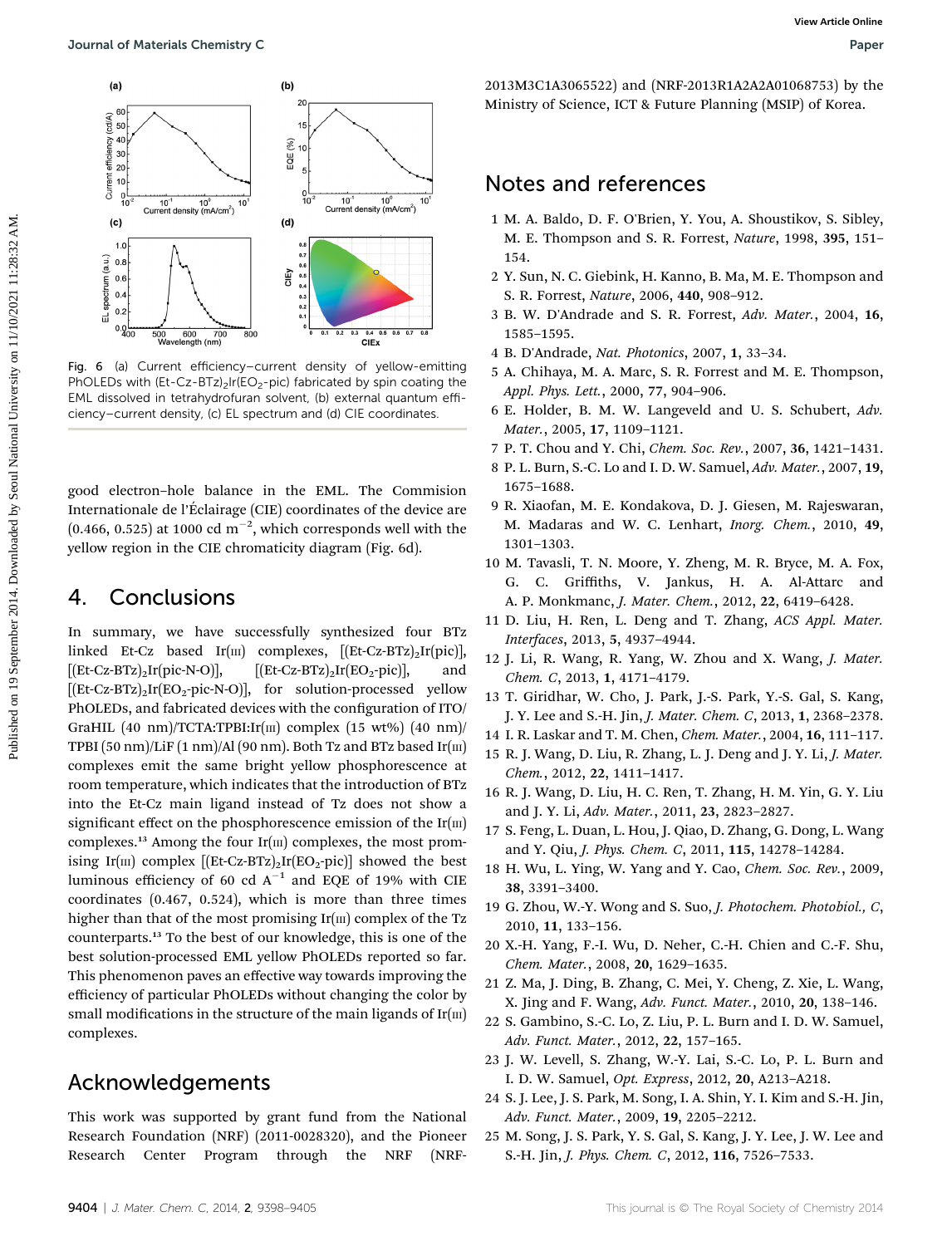Fig. 6 (a) Current efficiency–current density of yellow-emitting PhOLEDs with $(Et\text{-}Cz\text{-}BTz)_2Ir(EO_2\text{-}pic)$ fabricated by spin coating the EML dissolved in tetrahydrofuran solvent, (b) external quantum efficiency–current density, (c) EL spectrum and (d) CIE coordinates.

good electron–hole balance in the EML. The Commision Internationale de l'Éclairage (CIE) coordinates of the device are (0.466, 0.525) at 1000 cd $m^{-2}$, which corresponds well with the yellow region in the CIE chromaticity diagram (Fig. 6d).

## 4. Conclusions

In summary, we have successfully synthesized four BTz linked Et-Cz based Ir(III) complexes, $[(Et\text{-}Cz\text{-}BTz)_2Ir(pic)]$, $[(Et\text{-}Cz\text{-}BTz)_2Ir(pic\text{-}N\text{-}O)]$, $[(Et\text{-}Cz\text{-}BTz)_2Ir(EO_2\text{-}pic)]$, and $[(Et\text{-}Cz\text{-}BTz)_2Ir(EO_2\text{-}pic\text{-}N\text{-}O)]$, for solution-processed yellow PhOLEDs, and fabricated devices with the configuration of ITO/GraHIL (40 nm)/TCTA:TPBI:Ir(III) complex (15 wt%) (40 nm)/TPBI (50 nm)/LiF (1 nm)/Al (90 nm). Both Tz and BTz based Ir(III) complexes emit the same bright yellow phosphorescence at room temperature, which indicates that the introduction of BTz into the Et-Cz main ligand instead of Tz does not show a significant effect on the phosphorescence emission of the Ir(III) complexes.[13] Among the four Ir(III) complexes, the most promising Ir(III) complex $[(Et\text{-}Cz\text{-}BTz)_2Ir(EO_2\text{-}pic)]$ showed the best luminous efficiency of 60 cd $A^{-1}$ and EQE of 19% with CIE coordinates (0.467, 0.524), which is more than three times higher than that of the most promising Ir(III) complex of the Tz counterparts.[13] To the best of our knowledge, this is one of the best solution-processed EML yellow PhOLEDs reported so far. This phenomenon paves an effective way towards improving the efficiency of particular PhOLEDs without changing the color by small modifications in the structure of the main ligands of Ir(III) complexes.

## Acknowledgements

This work was supported by grant fund from the National Research Foundation (NRF) (2011-0028320), and the Pioneer Research Center Program through the NRF (NRF-2013M3C1A3065522) and (NRF-2013R1A2A2A01068753) by the Ministry of Science, ICT & Future Planning (MSIP) of Korea.

## Notes and references

1. M. A. Baldo, D. F. O'Brien, Y. You, A. Shoustikov, S. Sibley, M. E. Thompson and S. R. Forrest, *Nature*, 1998, **395**, 151–154.
2. Y. Sun, N. C. Giebink, H. Kanno, B. Ma, M. E. Thompson and S. R. Forrest, *Nature*, 2006, **440**, 908–912.
3. B. W. D'Andrade and S. R. Forrest, *Adv. Mater.*, 2004, **16**, 1585–1595.
4. B. D'Andrade, *Nat. Photonics*, 2007, **1**, 33–34.
5. A. Chihaya, M. A. Marc, S. R. Forrest and M. E. Thompson, *Appl. Phys. Lett.*, 2000, **77**, 904–906.
6. E. Holder, B. M. W. Langeveld and U. S. Schubert, *Adv. Mater.*, 2005, **17**, 1109–1121.
7. P. T. Chou and Y. Chi, *Chem. Soc. Rev.*, 2007, **36**, 1421–1431.
8. P. L. Burn, S.-C. Lo and I. D. W. Samuel, *Adv. Mater.*, 2007, **19**, 1675–1688.
9. R. Xiaofan, M. E. Kondakova, D. J. Giesen, M. Rajeswaran, M. Madaras and W. C. Lenhart, *Inorg. Chem.*, 2010, **49**, 1301–1303.
10. M. Tavasli, T. N. Moore, Y. Zheng, M. R. Bryce, M. A. Fox, G. C. Griffiths, V. Jankus, H. A. Al-Attarc and A. P. Monkmanc, *J. Mater. Chem.*, 2012, **22**, 6419–6428.
11. D. Liu, H. Ren, L. Deng and T. Zhang, *ACS Appl. Mater. Interfaces*, 2013, **5**, 4937–4944.
12. J. Li, R. Wang, R. Yang, W. Zhou and X. Wang, *J. Mater. Chem. C*, 2013, **1**, 4171–4179.
13. T. Giridhar, W. Cho, J. Park, J.-S. Park, Y.-S. Gal, S. Kang, J. Y. Lee and S.-H. Jin, *J. Mater. Chem. C*, 2013, **1**, 2368–2378.
14. I. R. Laskar and T. M. Chen, *Chem. Mater.*, 2004, **16**, 111–117.
15. R. J. Wang, D. Liu, R. Zhang, L. J. Deng and J. Y. Li, *J. Mater. Chem.*, 2012, **22**, 1411–1417.
16. R. J. Wang, D. Liu, H. C. Ren, T. Zhang, H. M. Yin, G. Y. Liu and J. Y. Li, *Adv. Mater.*, 2011, **23**, 2823–2827.
17. S. Feng, L. Duan, L. Hou, J. Qiao, D. Zhang, G. Dong, L. Wang and Y. Qiu, *J. Phys. Chem. C*, 2011, **115**, 14278–14284.
18. H. Wu, L. Ying, W. Yang and Y. Cao, *Chem. Soc. Rev.*, 2009, **38**, 3391–3400.
19. G. Zhou, W.-Y. Wong and S. Suo, *J. Photochem. Photobiol., C*, 2010, **11**, 133–156.
20. X.-H. Yang, F.-I. Wu, D. Neher, C.-H. Chien and C.-F. Shu, *Chem. Mater.*, 2008, **20**, 1629–1635.
21. Z. Ma, J. Ding, B. Zhang, C. Mei, Y. Cheng, Z. Xie, L. Wang, X. Jing and F. Wang, *Adv. Funct. Mater.*, 2010, **20**, 138–146.
22. S. Gambino, S.-C. Lo, Z. Liu, P. L. Burn and I. D. W. Samuel, *Adv. Funct. Mater.*, 2012, **22**, 157–165.
23. J. W. Levell, S. Zhang, W.-Y. Lai, S.-C. Lo, P. L. Burn and I. D. W. Samuel, *Opt. Express*, 2012, **20**, A213–A218.
24. S. J. Lee, J. S. Park, M. Song, I. A. Shin, Y. I. Kim and S.-H. Jin, *Adv. Funct. Mater.*, 2009, **19**, 2205–2212.
25. M. Song, J. S. Park, Y. S. Gal, S. Kang, J. Y. Lee, J. W. Lee and S.-H. Jin, *J. Phys. Chem. C*, 2012, **116**, 7526–7533.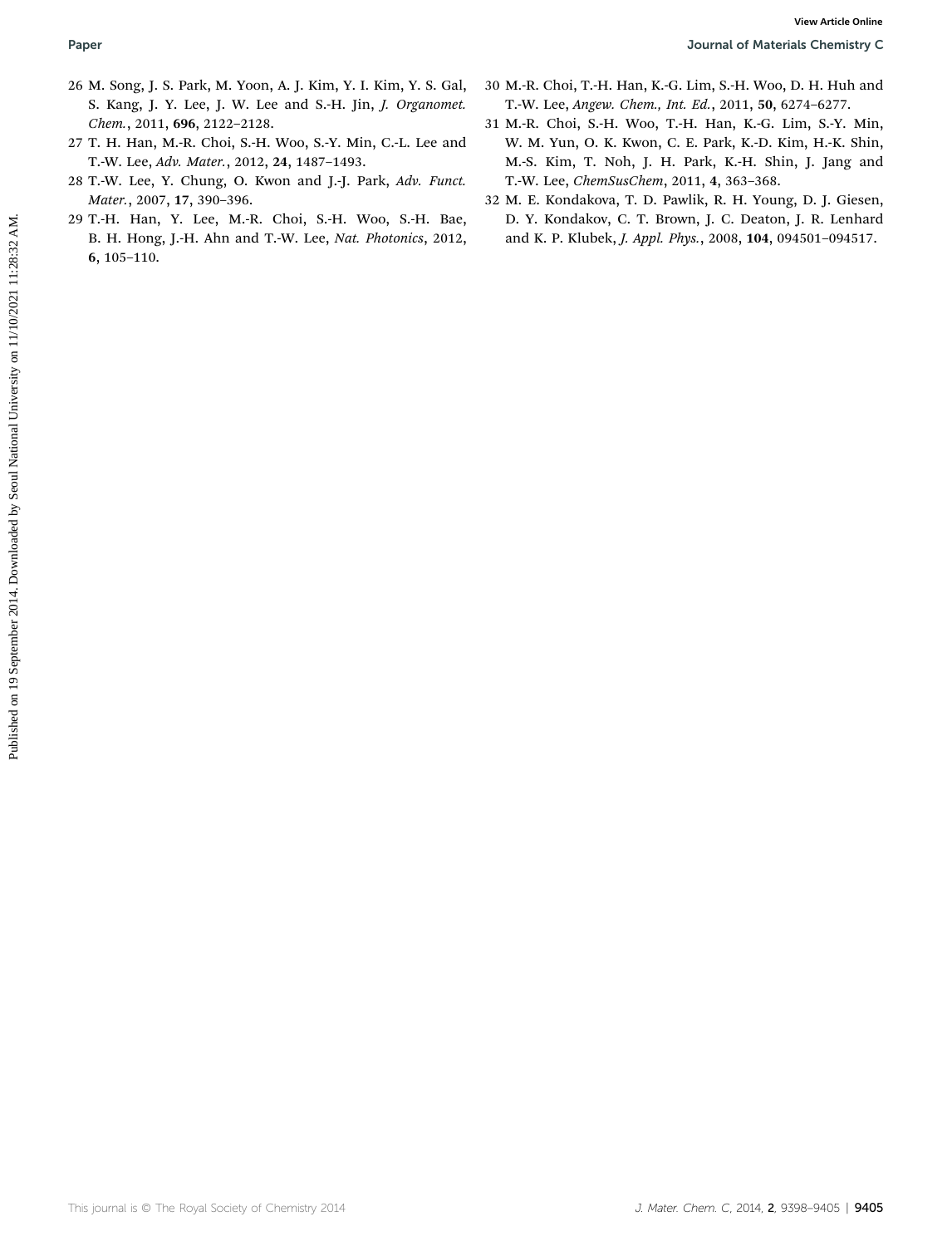26 M. Song, J. S. Park, M. Yoon, A. J. Kim, Y. I. Kim, Y. S. Gal, S. Kang, J. Y. Lee, J. W. Lee and S.-H. Jin, *J. Organomet. Chem.*, 2011, **696**, 2122–2128.

27 T. H. Han, M.-R. Choi, S.-H. Woo, S.-Y. Min, C.-L. Lee and T.-W. Lee, *Adv. Mater.*, 2012, **24**, 1487–1493.

28 T.-W. Lee, Y. Chung, O. Kwon and J.-J. Park, *Adv. Funct. Mater.*, 2007, **17**, 390–396.

29 T.-H. Han, Y. Lee, M.-R. Choi, S.-H. Woo, S.-H. Bae, B. H. Hong, J.-H. Ahn and T.-W. Lee, *Nat. Photonics*, 2012, **6**, 105–110.

30 M.-R. Choi, T.-H. Han, K.-G. Lim, S.-H. Woo, D. H. Huh and T.-W. Lee, *Angew. Chem., Int. Ed.*, 2011, **50**, 6274–6277.

31 M.-R. Choi, S.-H. Woo, T.-H. Han, K.-G. Lim, S.-Y. Min, W. M. Yun, O. K. Kwon, C. E. Park, K.-D. Kim, H.-K. Shin, M.-S. Kim, T. Noh, J. H. Park, K.-H. Shin, J. Jang and T.-W. Lee, *ChemSusChem*, 2011, **4**, 363–368.

32 M. E. Kondakova, T. D. Pawlik, R. H. Young, D. J. Giesen, D. Y. Kondakov, C. T. Brown, J. C. Deaton, J. R. Lenhard and K. P. Klubek, *J. Appl. Phys.*, 2008, **104**, 094501–094517.